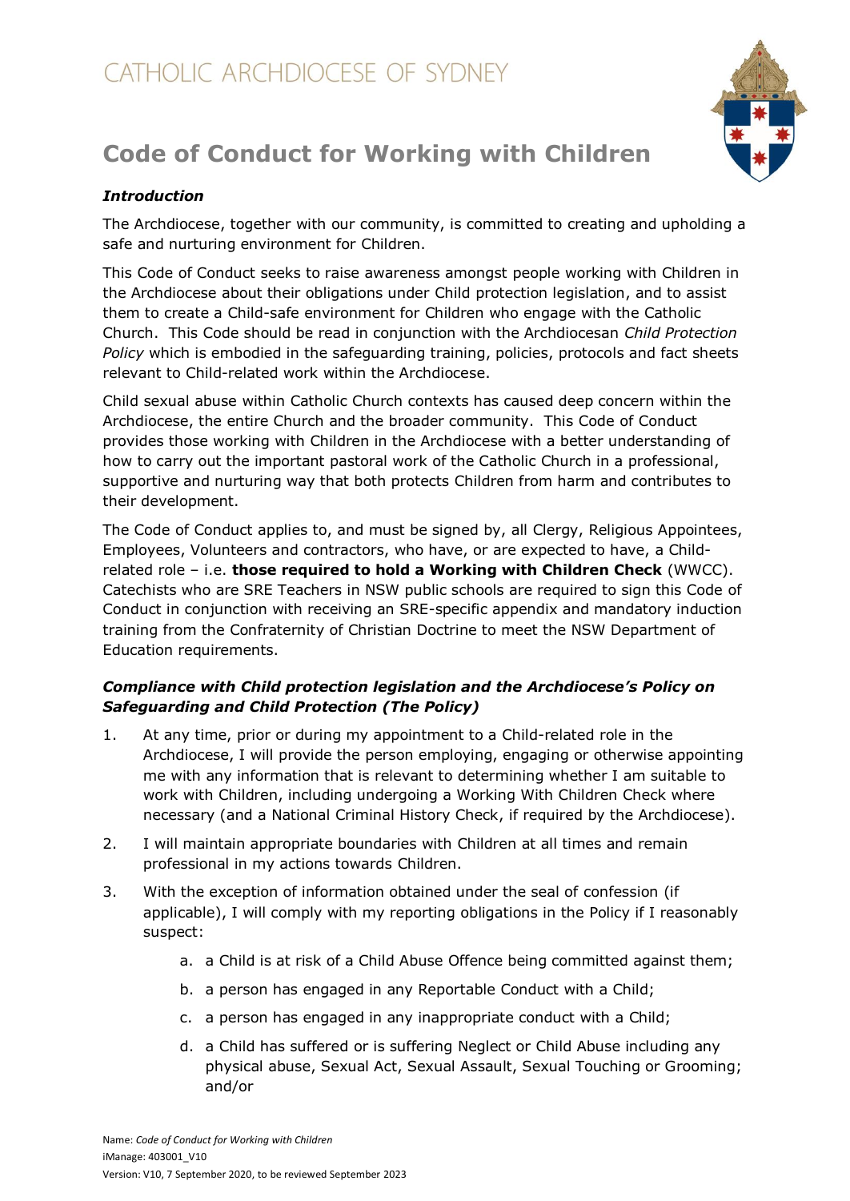CATHOLIC ARCHDIOCESE OF SYDNEY

# Code of Conduct for Working with Children

### *Introduction*

The Archdiocese, together with our community, is committed to creating and upholding a safe and nurturing environment for Children.

This Code of Conduct seeks to raise awareness amongst people working with Children in the Archdiocese about their obligations under Child protection legislation, and to assist them to create a Child-safe environment for Children who engage with the Catholic Church. This Code should be read in conjunction with the Archdiocesan *Child Protection Policy* which is embodied in the safeguarding training, policies, protocols and fact sheets relevant to Child-related work within the Archdiocese.

Child sexual abuse within Catholic Church contexts has caused deep concern within the Archdiocese, the entire Church and the broader community. This Code of Conduct provides those working with Children in the Archdiocese with a better understanding of how to carry out the important pastoral work of the Catholic Church in a professional, supportive and nurturing way that both protects Children from harm and contributes to their development.

The Code of Conduct applies to, and must be signed by, all Clergy, Religious Appointees, Employees, Volunteers and contractors, who have, or are expected to have, a Child-related role – i.e. **those required to hold a Working with Children Check** (WWCC). Catechists who are SRE Teachers in NSW public schools are required to sign this Code of Conduct in conjunction with receiving an SRE-specific appendix and mandatory induction training from the Confraternity of Christian Doctrine to meet the NSW Department of Education requirements.

### *Compliance with Child protection legislation and the Archdiocese's Policy on Safeguarding and Child Protection (The Policy)*

1. At any time, prior or during my appointment to a Child-related role in the Archdiocese, I will provide the person employing, engaging or otherwise appointing me with any information that is relevant to determining whether I am suitable to work with Children, including undergoing a Working With Children Check where necessary (and a National Criminal History Check, if required by the Archdiocese).
2. I will maintain appropriate boundaries with Children at all times and remain professional in my actions towards Children.
3. With the exception of information obtained under the seal of confession (if applicable), I will comply with my reporting obligations in the Policy if I reasonably suspect:
    a. a Child is at risk of a Child Abuse Offence being committed against them;
    b. a person has engaged in any Reportable Conduct with a Child;
    c. a person has engaged in any inappropriate conduct with a Child;
    d. a Child has suffered or is suffering Neglect or Child Abuse including any physical abuse, Sexual Act, Sexual Assault, Sexual Touching or Grooming; and/or

Name: *Code of Conduct for Working with Children*
iManage: 403001_V10
Version: V10, 7 September 2020, to be reviewed September 2023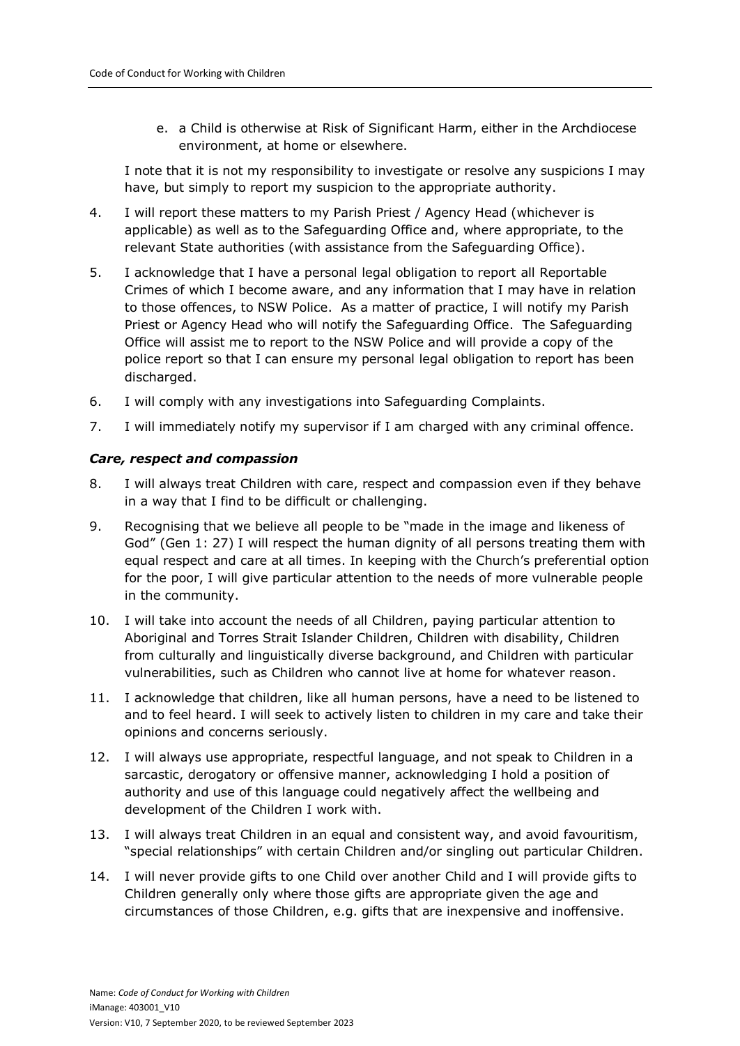e. a Child is otherwise at Risk of Significant Harm, either in the Archdiocese environment, at home or elsewhere.

I note that it is not my responsibility to investigate or resolve any suspicions I may have, but simply to report my suspicion to the appropriate authority.

4. I will report these matters to my Parish Priest / Agency Head (whichever is applicable) as well as to the Safeguarding Office and, where appropriate, to the relevant State authorities (with assistance from the Safeguarding Office).
5. I acknowledge that I have a personal legal obligation to report all Reportable Crimes of which I become aware, and any information that I may have in relation to those offences, to NSW Police. As a matter of practice, I will notify my Parish Priest or Agency Head who will notify the Safeguarding Office. The Safeguarding Office will assist me to report to the NSW Police and will provide a copy of the police report so that I can ensure my personal legal obligation to report has been discharged.
6. I will comply with any investigations into Safeguarding Complaints.
7. I will immediately notify my supervisor if I am charged with any criminal offence.

### *Care, respect and compassion*

8. I will always treat Children with care, respect and compassion even if they behave in a way that I find to be difficult or challenging.
9. Recognising that we believe all people to be "made in the image and likeness of God" (Gen 1: 27) I will respect the human dignity of all persons treating them with equal respect and care at all times. In keeping with the Church's preferential option for the poor, I will give particular attention to the needs of more vulnerable people in the community.
10. I will take into account the needs of all Children, paying particular attention to Aboriginal and Torres Strait Islander Children, Children with disability, Children from culturally and linguistically diverse background, and Children with particular vulnerabilities, such as Children who cannot live at home for whatever reason.
11. I acknowledge that children, like all human persons, have a need to be listened to and to feel heard. I will seek to actively listen to children in my care and take their opinions and concerns seriously.
12. I will always use appropriate, respectful language, and not speak to Children in a sarcastic, derogatory or offensive manner, acknowledging I hold a position of authority and use of this language could negatively affect the wellbeing and development of the Children I work with.
13. I will always treat Children in an equal and consistent way, and avoid favouritism, "special relationships" with certain Children and/or singling out particular Children.
14. I will never provide gifts to one Child over another Child and I will provide gifts to Children generally only where those gifts are appropriate given the age and circumstances of those Children, e.g. gifts that are inexpensive and inoffensive.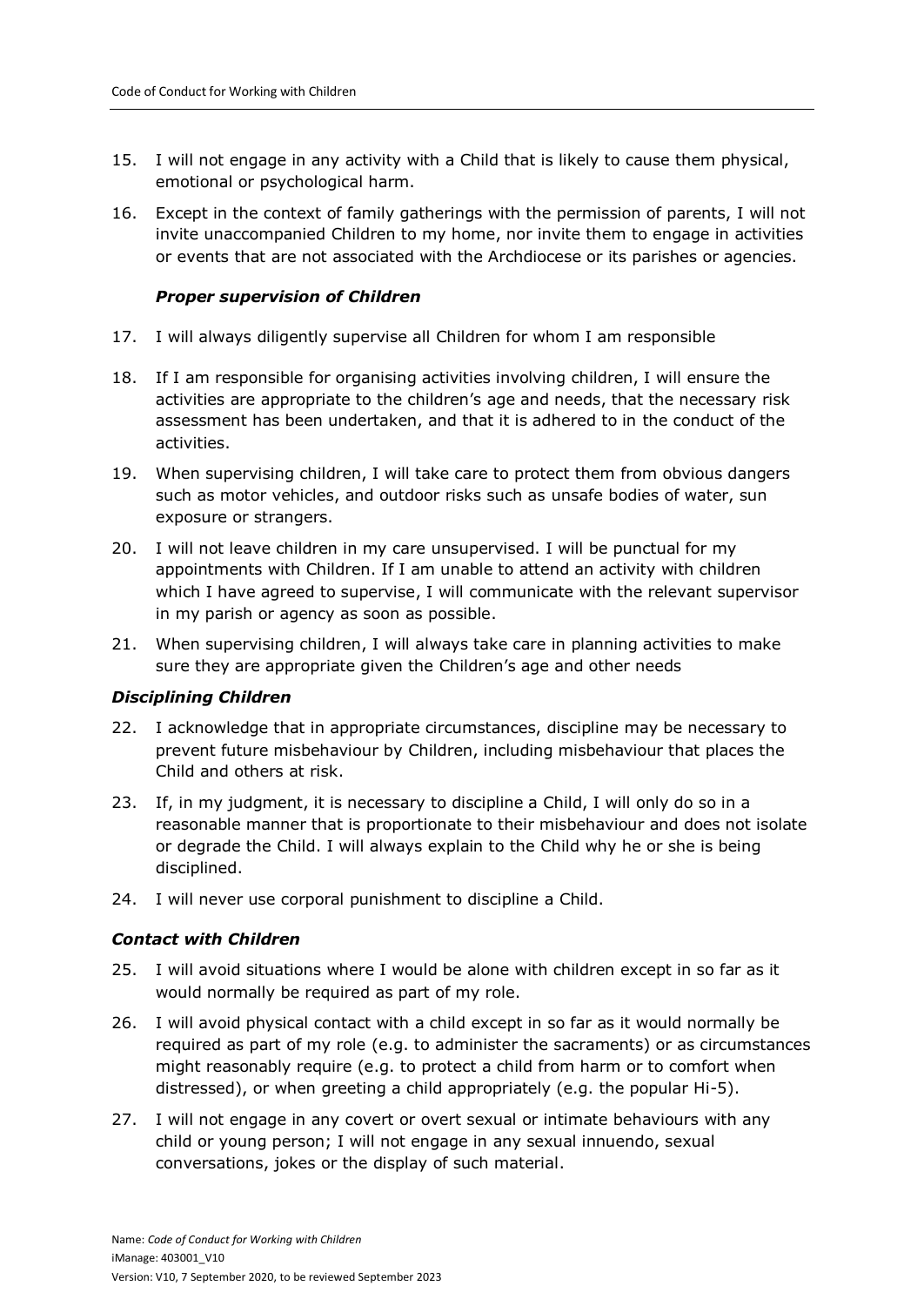15. I will not engage in any activity with a Child that is likely to cause them physical, emotional or psychological harm.
16. Except in the context of family gatherings with the permission of parents, I will not invite unaccompanied Children to my home, nor invite them to engage in activities or events that are not associated with the Archdiocese or its parishes or agencies.

### *Proper supervision of Children*

17. I will always diligently supervise all Children for whom I am responsible
18. If I am responsible for organising activities involving children, I will ensure the activities are appropriate to the children's age and needs, that the necessary risk assessment has been undertaken, and that it is adhered to in the conduct of the activities.
19. When supervising children, I will take care to protect them from obvious dangers such as motor vehicles, and outdoor risks such as unsafe bodies of water, sun exposure or strangers.
20. I will not leave children in my care unsupervised. I will be punctual for my appointments with Children. If I am unable to attend an activity with children which I have agreed to supervise, I will communicate with the relevant supervisor in my parish or agency as soon as possible.
21. When supervising children, I will always take care in planning activities to make sure they are appropriate given the Children's age and other needs

### *Disciplining Children*

22. I acknowledge that in appropriate circumstances, discipline may be necessary to prevent future misbehaviour by Children, including misbehaviour that places the Child and others at risk.
23. If, in my judgment, it is necessary to discipline a Child, I will only do so in a reasonable manner that is proportionate to their misbehaviour and does not isolate or degrade the Child. I will always explain to the Child why he or she is being disciplined.
24. I will never use corporal punishment to discipline a Child.

### *Contact with Children*

25. I will avoid situations where I would be alone with children except in so far as it would normally be required as part of my role.
26. I will avoid physical contact with a child except in so far as it would normally be required as part of my role (e.g. to administer the sacraments) or as circumstances might reasonably require (e.g. to protect a child from harm or to comfort when distressed), or when greeting a child appropriately (e.g. the popular Hi-5).
27. I will not engage in any covert or overt sexual or intimate behaviours with any child or young person; I will not engage in any sexual innuendo, sexual conversations, jokes or the display of such material.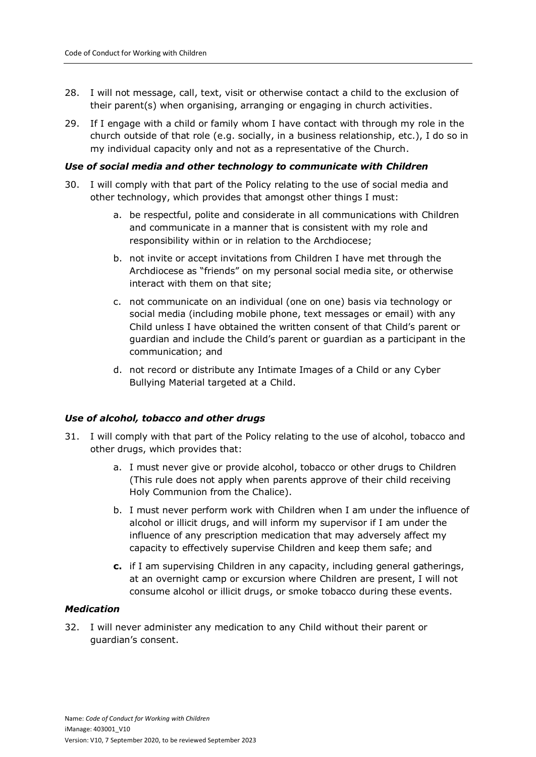28. I will not message, call, text, visit or otherwise contact a child to the exclusion of their parent(s) when organising, arranging or engaging in church activities.
29. If I engage with a child or family whom I have contact with through my role in the church outside of that role (e.g. socially, in a business relationship, etc.), I do so in my individual capacity only and not as a representative of the Church.

***Use of social media and other technology to communicate with Children***

30. I will comply with that part of the Policy relating to the use of social media and other technology, which provides that amongst other things I must:
    a. be respectful, polite and considerate in all communications with Children and communicate in a manner that is consistent with my role and responsibility within or in relation to the Archdiocese;
    b. not invite or accept invitations from Children I have met through the Archdiocese as "friends" on my personal social media site, or otherwise interact with them on that site;
    c. not communicate on an individual (one on one) basis via technology or social media (including mobile phone, text messages or email) with any Child unless I have obtained the written consent of that Child's parent or guardian and include the Child's parent or guardian as a participant in the communication; and
    d. not record or distribute any Intimate Images of a Child or any Cyber Bullying Material targeted at a Child.

***Use of alcohol, tobacco and other drugs***

31. I will comply with that part of the Policy relating to the use of alcohol, tobacco and other drugs, which provides that:
    a. I must never give or provide alcohol, tobacco or other drugs to Children (This rule does not apply when parents approve of their child receiving Holy Communion from the Chalice).
    b. I must never perform work with Children when I am under the influence of alcohol or illicit drugs, and will inform my supervisor if I am under the influence of any prescription medication that may adversely affect my capacity to effectively supervise Children and keep them safe; and
    **c.** if I am supervising Children in any capacity, including general gatherings, at an overnight camp or excursion where Children are present, I will not consume alcohol or illicit drugs, or smoke tobacco during these events.

***Medication***

32. I will never administer any medication to any Child without their parent or guardian's consent.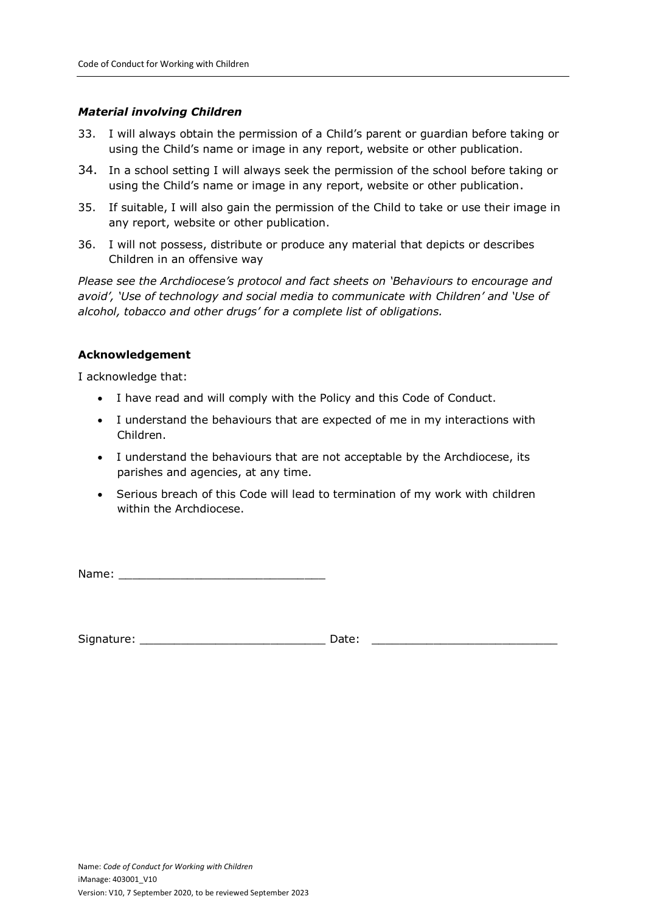### *Material involving Children*

33. I will always obtain the permission of a Child's parent or guardian before taking or using the Child's name or image in any report, website or other publication.
34. In a school setting I will always seek the permission of the school before taking or using the Child's name or image in any report, website or other publication.
35. If suitable, I will also gain the permission of the Child to take or use their image in any report, website or other publication.
36. I will not possess, distribute or produce any material that depicts or describes Children in an offensive way

*Please see the Archdiocese's protocol and fact sheets on 'Behaviours to encourage and avoid', 'Use of technology and social media to communicate with Children' and 'Use of alcohol, tobacco and other drugs' for a complete list of obligations.*

### **Acknowledgement**

I acknowledge that:

- I have read and will comply with the Policy and this Code of Conduct.
- I understand the behaviours that are expected of me in my interactions with Children.
- I understand the behaviours that are not acceptable by the Archdiocese, its parishes and agencies, at any time.
- Serious breach of this Code will lead to termination of my work with children within the Archdiocese.

Name: ______________________________

Signature: ___________________________ Date: ___________________________

Name: *Code of Conduct for Working with Children*
iManage: 403001_V10
Version: V10, 7 September 2020, to be reviewed September 2023